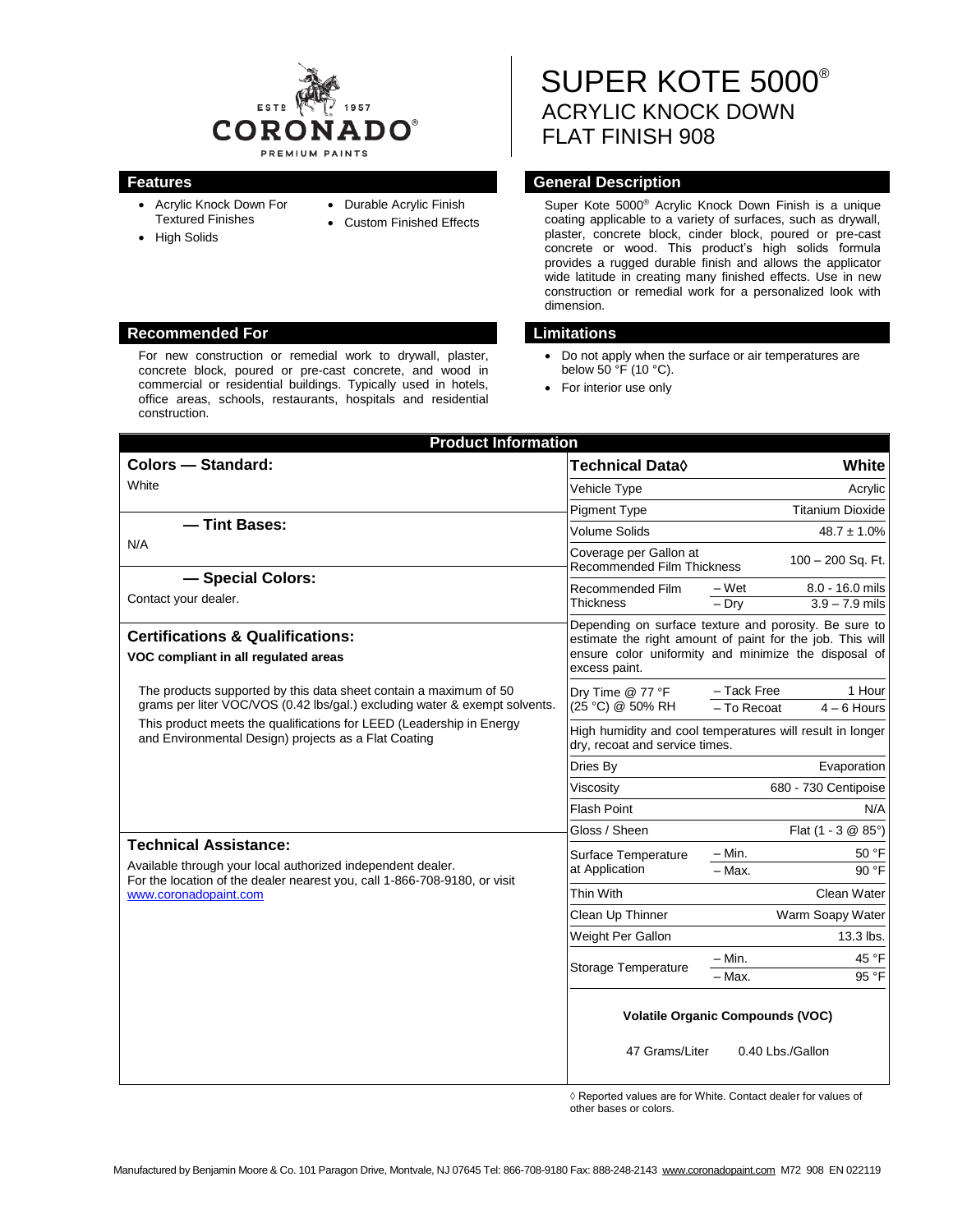CORONADO® PREMIUM PAINTS — ESTD 1957

# SUPER KOTE 5000®
## ACRYLIC KNOCK DOWN FLAT FINISH 908

## Features

- Acrylic Knock Down For Textured Finishes
- High Solids
- Durable Acrylic Finish
- Custom Finished Effects

## General Description

Super Kote 5000® Acrylic Knock Down Finish is a unique coating applicable to a variety of surfaces, such as drywall, plaster, concrete block, cinder block, poured or pre-cast concrete or wood. This product's high solids formula provides a rugged durable finish and allows the applicator wide latitude in creating many finished effects. Use in new construction or remedial work for a personalized look with dimension.

## Recommended For

For new construction or remedial work to drywall, plaster, concrete block, poured or pre-cast concrete, and wood in commercial or residential buildings. Typically used in hotels, office areas, schools, restaurants, hospitals and residential construction.

## Limitations

- Do not apply when the surface or air temperatures are below 50 °F (10 °C).
- For interior use only

## Product Information

### Colors — Standard:

White

### — Tint Bases:

N/A

### — Special Colors:

Contact your dealer.

### Certifications & Qualifications:

**VOC compliant in all regulated areas**

The products supported by this data sheet contain a maximum of 50 grams per liter VOC/VOS (0.42 lbs/gal.) excluding water & exempt solvents.

This product meets the qualifications for LEED (Leadership in Energy and Environmental Design) projects as a Flat Coating

### Technical Assistance:

Available through your local authorized independent dealer. For the location of the dealer nearest you, call 1-866-708-9180, or visit www.coronadopaint.com

| Technical Data◊ | | White |
|---|---|---|
| Vehicle Type | | Acrylic |
| Pigment Type | | Titanium Dioxide |
| Volume Solids | | 48.7 ± 1.0% |
| Coverage per Gallon at Recommended Film Thickness | | 100 – 200 Sq. Ft. |
| Recommended Film Thickness | – Wet | 8.0 - 16.0 mils |
| | – Dry | 3.9 – 7.9 mils |
| Depending on surface texture and porosity. Be sure to estimate the right amount of paint for the job. This will ensure color uniformity and minimize the disposal of excess paint. | | |
| Dry Time @ 77 °F (25 °C) @ 50% RH | – Tack Free | 1 Hour |
| | – To Recoat | 4 – 6 Hours |
| High humidity and cool temperatures will result in longer dry, recoat and service times. | | |
| Dries By | | Evaporation |
| Viscosity | | 680 - 730 Centipoise |
| Flash Point | | N/A |
| Gloss / Sheen | | Flat (1 - 3 @ 85°) |
| Surface Temperature at Application | – Min. | 50 °F |
| | – Max. | 90 °F |
| Thin With | | Clean Water |
| Clean Up Thinner | | Warm Soapy Water |
| Weight Per Gallon | | 13.3 lbs. |
| Storage Temperature | – Min. | 45 °F |
| | – Max. | 95 °F |

**Volatile Organic Compounds (VOC)**

47 Grams/Liter  0.40 Lbs./Gallon

◊ Reported values are for White. Contact dealer for values of other bases or colors.

Manufactured by Benjamin Moore & Co. 101 Paragon Drive, Montvale, NJ 07645 Tel: 866-708-9180 Fax: 888-248-2143 www.coronadopaint.com M72 908 EN 022119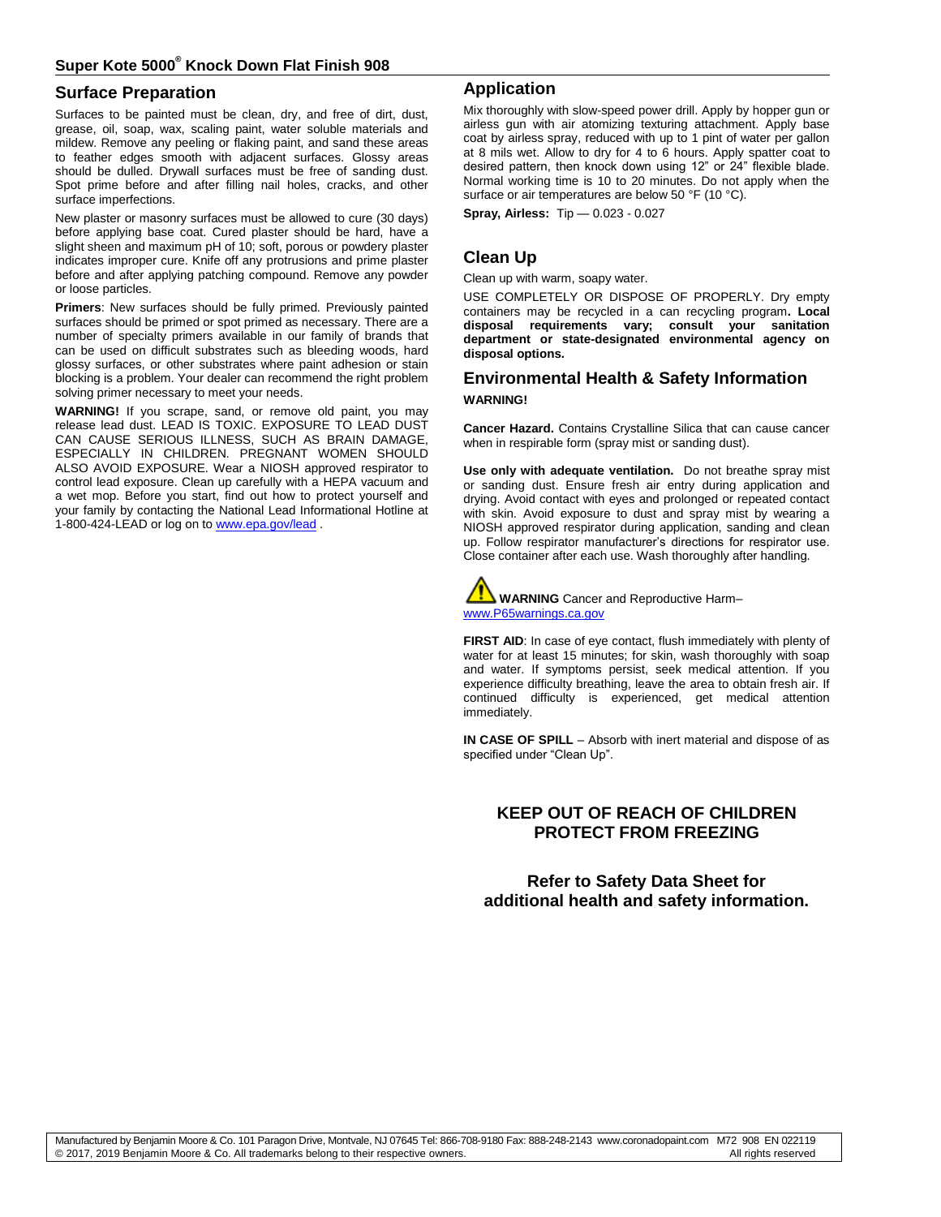# Super Kote 5000® Knock Down Flat Finish 908

## Surface Preparation

Surfaces to be painted must be clean, dry, and free of dirt, dust, grease, oil, soap, wax, scaling paint, water soluble materials and mildew. Remove any peeling or flaking paint, and sand these areas to feather edges smooth with adjacent surfaces. Glossy areas should be dulled. Drywall surfaces must be free of sanding dust. Spot prime before and after filling nail holes, cracks, and other surface imperfections.

New plaster or masonry surfaces must be allowed to cure (30 days) before applying base coat. Cured plaster should be hard, have a slight sheen and maximum pH of 10; soft, porous or powdery plaster indicates improper cure. Knife off any protrusions and prime plaster before and after applying patching compound. Remove any powder or loose particles.

**Primers**: New surfaces should be fully primed. Previously painted surfaces should be primed or spot primed as necessary. There are a number of specialty primers available in our family of brands that can be used on difficult substrates such as bleeding woods, hard glossy surfaces, or other substrates where paint adhesion or stain blocking is a problem. Your dealer can recommend the right problem solving primer necessary to meet your needs.

**WARNING!** If you scrape, sand, or remove old paint, you may release lead dust. LEAD IS TOXIC. EXPOSURE TO LEAD DUST CAN CAUSE SERIOUS ILLNESS, SUCH AS BRAIN DAMAGE, ESPECIALLY IN CHILDREN. PREGNANT WOMEN SHOULD ALSO AVOID EXPOSURE. Wear a NIOSH approved respirator to control lead exposure. Clean up carefully with a HEPA vacuum and a wet mop. Before you start, find out how to protect yourself and your family by contacting the National Lead Informational Hotline at 1-800-424-LEAD or log on to www.epa.gov/lead .

## Application

Mix thoroughly with slow-speed power drill. Apply by hopper gun or airless gun with air atomizing texturing attachment. Apply base coat by airless spray, reduced with up to 1 pint of water per gallon at 8 mils wet. Allow to dry for 4 to 6 hours. Apply spatter coat to desired pattern, then knock down using 12" or 24" flexible blade. Normal working time is 10 to 20 minutes. Do not apply when the surface or air temperatures are below 50 °F (10 °C).

**Spray, Airless:** Tip — 0.023 - 0.027

## Clean Up

Clean up with warm, soapy water.

USE COMPLETELY OR DISPOSE OF PROPERLY. Dry empty containers may be recycled in a can recycling program. **Local disposal requirements vary; consult your sanitation department or state-designated environmental agency on disposal options.**

## Environmental Health & Safety Information

**WARNING!**

**Cancer Hazard.** Contains Crystalline Silica that can cause cancer when in respirable form (spray mist or sanding dust).

**Use only with adequate ventilation.** Do not breathe spray mist or sanding dust. Ensure fresh air entry during application and drying. Avoid contact with eyes and prolonged or repeated contact with skin. Avoid exposure to dust and spray mist by wearing a NIOSH approved respirator during application, sanding and clean up. Follow respirator manufacturer's directions for respirator use. Close container after each use. Wash thoroughly after handling.

**WARNING** Cancer and Reproductive Harm– www.P65warnings.ca.gov

**FIRST AID**: In case of eye contact, flush immediately with plenty of water for at least 15 minutes; for skin, wash thoroughly with soap and water. If symptoms persist, seek medical attention. If you experience difficulty breathing, leave the area to obtain fresh air. If continued difficulty is experienced, get medical attention immediately.

**IN CASE OF SPILL** – Absorb with inert material and dispose of as specified under "Clean Up".

**KEEP OUT OF REACH OF CHILDREN**
**PROTECT FROM FREEZING**

**Refer to Safety Data Sheet for additional health and safety information.**

Manufactured by Benjamin Moore & Co. 101 Paragon Drive, Montvale, NJ 07645 Tel: 866-708-9180 Fax: 888-248-2143 www.coronadopaint.com M72 908 EN 022119
© 2017, 2019 Benjamin Moore & Co. All trademarks belong to their respective owners. All rights reserved